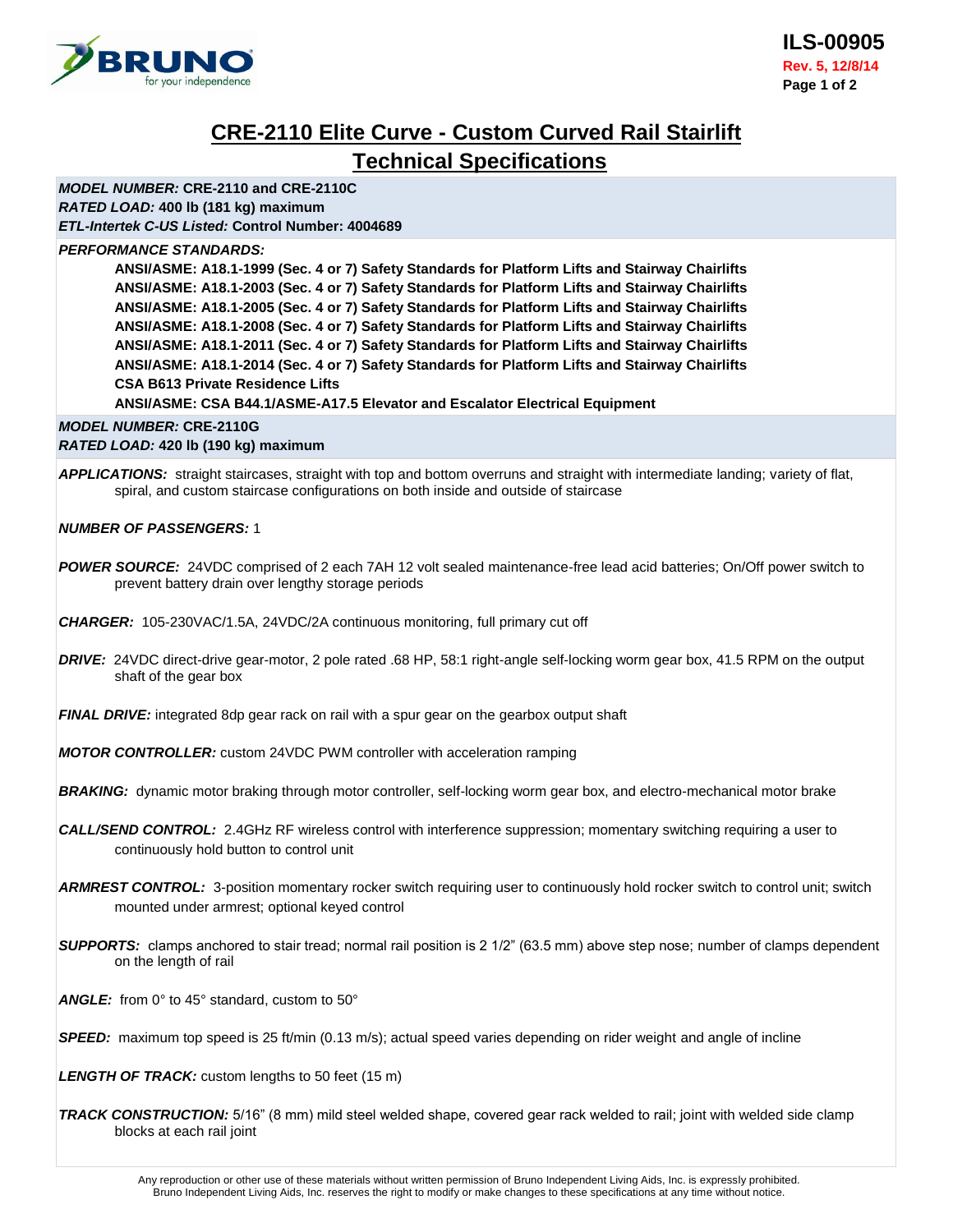# CRE-2110 Elite Curve - Custom Curved Rail Stairlift

## Technical Specifications

***MODEL NUMBER:*** **CRE-2110 and CRE-2110C**
***RATED LOAD:*** **400 lb (181 kg) maximum**
***ETL-Intertek C-US Listed:*** **Control Number: 4004689**

***PERFORMANCE STANDARDS:***

**ANSI/ASME: A18.1-1999 (Sec. 4 or 7) Safety Standards for Platform Lifts and Stairway Chairlifts**
**ANSI/ASME: A18.1-2003 (Sec. 4 or 7) Safety Standards for Platform Lifts and Stairway Chairlifts**
**ANSI/ASME: A18.1-2005 (Sec. 4 or 7) Safety Standards for Platform Lifts and Stairway Chairlifts**
**ANSI/ASME: A18.1-2008 (Sec. 4 or 7) Safety Standards for Platform Lifts and Stairway Chairlifts**
**ANSI/ASME: A18.1-2011 (Sec. 4 or 7) Safety Standards for Platform Lifts and Stairway Chairlifts**
**ANSI/ASME: A18.1-2014 (Sec. 4 or 7) Safety Standards for Platform Lifts and Stairway Chairlifts**
**CSA B613 Private Residence Lifts**
**ANSI/ASME: CSA B44.1/ASME-A17.5 Elevator and Escalator Electrical Equipment**

***MODEL NUMBER:*** **CRE-2110G**
***RATED LOAD:*** **420 lb (190 kg) maximum**

***APPLICATIONS:*** straight staircases, straight with top and bottom overruns and straight with intermediate landing; variety of flat, spiral, and custom staircase configurations on both inside and outside of staircase

***NUMBER OF PASSENGERS:*** 1

***POWER SOURCE:*** 24VDC comprised of 2 each 7AH 12 volt sealed maintenance-free lead acid batteries; On/Off power switch to prevent battery drain over lengthy storage periods

***CHARGER:*** 105-230VAC/1.5A, 24VDC/2A continuous monitoring, full primary cut off

***DRIVE:*** 24VDC direct-drive gear-motor, 2 pole rated .68 HP, 58:1 right-angle self-locking worm gear box, 41.5 RPM on the output shaft of the gear box

***FINAL DRIVE:*** integrated 8dp gear rack on rail with a spur gear on the gearbox output shaft

***MOTOR CONTROLLER:*** custom 24VDC PWM controller with acceleration ramping

***BRAKING:*** dynamic motor braking through motor controller, self-locking worm gear box, and electro-mechanical motor brake

***CALL/SEND CONTROL:*** 2.4GHz RF wireless control with interference suppression; momentary switching requiring a user to continuously hold button to control unit

***ARMREST CONTROL:*** 3-position momentary rocker switch requiring user to continuously hold rocker switch to control unit; switch mounted under armrest; optional keyed control

***SUPPORTS:*** clamps anchored to stair tread; normal rail position is 2 1/2" (63.5 mm) above step nose; number of clamps dependent on the length of rail

***ANGLE:*** from 0° to 45° standard, custom to 50°

***SPEED:*** maximum top speed is 25 ft/min (0.13 m/s); actual speed varies depending on rider weight and angle of incline

***LENGTH OF TRACK:*** custom lengths to 50 feet (15 m)

***TRACK CONSTRUCTION:*** 5/16" (8 mm) mild steel welded shape, covered gear rack welded to rail; joint with welded side clamp blocks at each rail joint

Any reproduction or other use of these materials without written permission of Bruno Independent Living Aids, Inc. is expressly prohibited.
Bruno Independent Living Aids, Inc. reserves the right to modify or make changes to these specifications at any time without notice.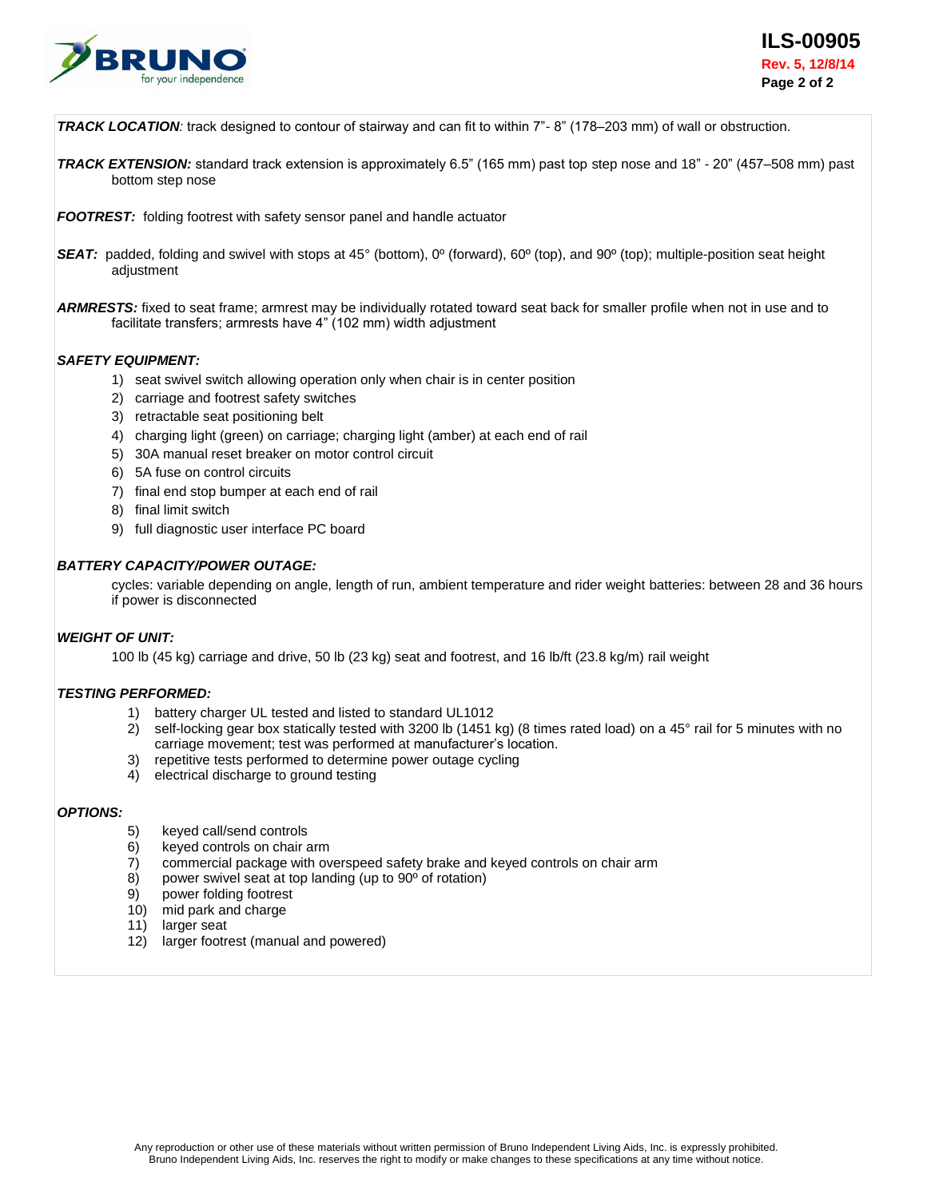***TRACK LOCATION**:* track designed to contour of stairway and can fit to within 7"- 8" (178–203 mm) of wall or obstruction.

***TRACK EXTENSION:*** standard track extension is approximately 6.5" (165 mm) past top step nose and 18" - 20" (457–508 mm) past bottom step nose

***FOOTREST:*** folding footrest with safety sensor panel and handle actuator

***SEAT:*** padded, folding and swivel with stops at 45° (bottom), 0º (forward), 60º (top), and 90º (top); multiple-position seat height adjustment

***ARMRESTS:*** fixed to seat frame; armrest may be individually rotated toward seat back for smaller profile when not in use and to facilitate transfers; armrests have 4" (102 mm) width adjustment

***SAFETY EQUIPMENT:***

1) seat swivel switch allowing operation only when chair is in center position
2) carriage and footrest safety switches
3) retractable seat positioning belt
4) charging light (green) on carriage; charging light (amber) at each end of rail
5) 30A manual reset breaker on motor control circuit
6) 5A fuse on control circuits
7) final end stop bumper at each end of rail
8) final limit switch
9) full diagnostic user interface PC board

***BATTERY CAPACITY/POWER OUTAGE:***

cycles: variable depending on angle, length of run, ambient temperature and rider weight batteries: between 28 and 36 hours if power is disconnected

***WEIGHT OF UNIT:***

100 lb (45 kg) carriage and drive, 50 lb (23 kg) seat and footrest, and 16 lb/ft (23.8 kg/m) rail weight

***TESTING PERFORMED:***

1) battery charger UL tested and listed to standard UL1012
2) self-locking gear box statically tested with 3200 lb (1451 kg) (8 times rated load) on a 45° rail for 5 minutes with no carriage movement; test was performed at manufacturer's location.
3) repetitive tests performed to determine power outage cycling
4) electrical discharge to ground testing

***OPTIONS:***

5) keyed call/send controls
6) keyed controls on chair arm
7) commercial package with overspeed safety brake and keyed controls on chair arm
8) power swivel seat at top landing (up to 90º of rotation)
9) power folding footrest
10) mid park and charge
11) larger seat
12) larger footrest (manual and powered)

Any reproduction or other use of these materials without written permission of Bruno Independent Living Aids, Inc. is expressly prohibited. Bruno Independent Living Aids, Inc. reserves the right to modify or make changes to these specifications at any time without notice.